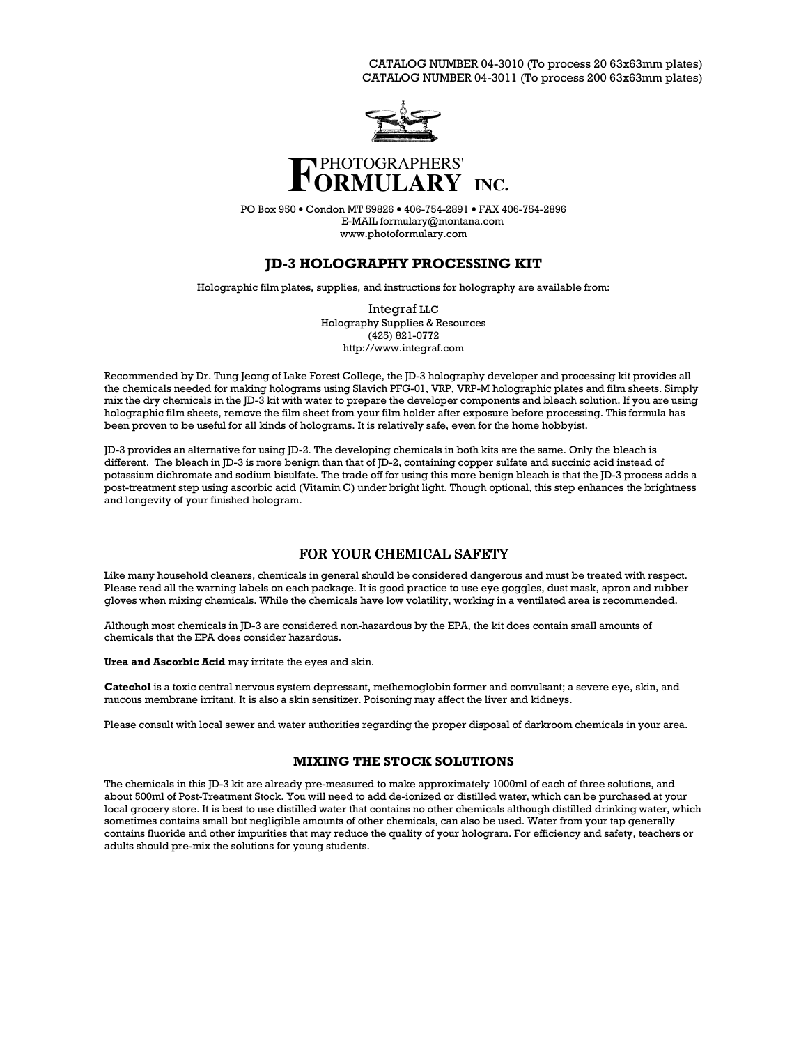CATALOG NUMBER 04-3010 (To process 20 63x63mm plates)
CATALOG NUMBER 04-3011 (To process 200 63x63mm plates)

PHOTOGRAPHERS'
FORMULARY INC.

PO Box 950 • Condon MT 59826 • 406-754-2891 • FAX 406-754-2896
E-MAIL formulary@montana.com
www.photoformulary.com

## JD-3 HOLOGRAPHY PROCESSING KIT

Holographic film plates, supplies, and instructions for holography are available from:

Integraf LLC
Holography Supplies & Resources
(425) 821-0772
http://www.integraf.com

Recommended by Dr. Tung Jeong of Lake Forest College, the JD-3 holography developer and processing kit provides all the chemicals needed for making holograms using Slavich PFG-01, VRP, VRP-M holographic plates and film sheets. Simply mix the dry chemicals in the JD-3 kit with water to prepare the developer components and bleach solution. If you are using holographic film sheets, remove the film sheet from your film holder after exposure before processing. This formula has been proven to be useful for all kinds of holograms. It is relatively safe, even for the home hobbyist.

JD-3 provides an alternative for using JD-2. The developing chemicals in both kits are the same. Only the bleach is different. The bleach in JD-3 is more benign than that of JD-2, containing copper sulfate and succinic acid instead of potassium dichromate and sodium bisulfate. The trade off for using this more benign bleach is that the JD-3 process adds a post-treatment step using ascorbic acid (Vitamin C) under bright light. Though optional, this step enhances the brightness and longevity of your finished hologram.

## FOR YOUR CHEMICAL SAFETY

Like many household cleaners, chemicals in general should be considered dangerous and must be treated with respect. Please read all the warning labels on each package. It is good practice to use eye goggles, dust mask, apron and rubber gloves when mixing chemicals. While the chemicals have low volatility, working in a ventilated area is recommended.

Although most chemicals in JD-3 are considered non-hazardous by the EPA, the kit does contain small amounts of chemicals that the EPA does consider hazardous.

**Urea and Ascorbic Acid** may irritate the eyes and skin.

**Catechol** is a toxic central nervous system depressant, methemoglobin former and convulsant; a severe eye, skin, and mucous membrane irritant. It is also a skin sensitizer. Poisoning may affect the liver and kidneys.

Please consult with local sewer and water authorities regarding the proper disposal of darkroom chemicals in your area.

## MIXING THE STOCK SOLUTIONS

The chemicals in this JD-3 kit are already pre-measured to make approximately 1000ml of each of three solutions, and about 500ml of Post-Treatment Stock. You will need to add de-ionized or distilled water, which can be purchased at your local grocery store. It is best to use distilled water that contains no other chemicals although distilled drinking water, which sometimes contains small but negligible amounts of other chemicals, can also be used. Water from your tap generally contains fluoride and other impurities that may reduce the quality of your hologram. For efficiency and safety, teachers or adults should pre-mix the solutions for young students.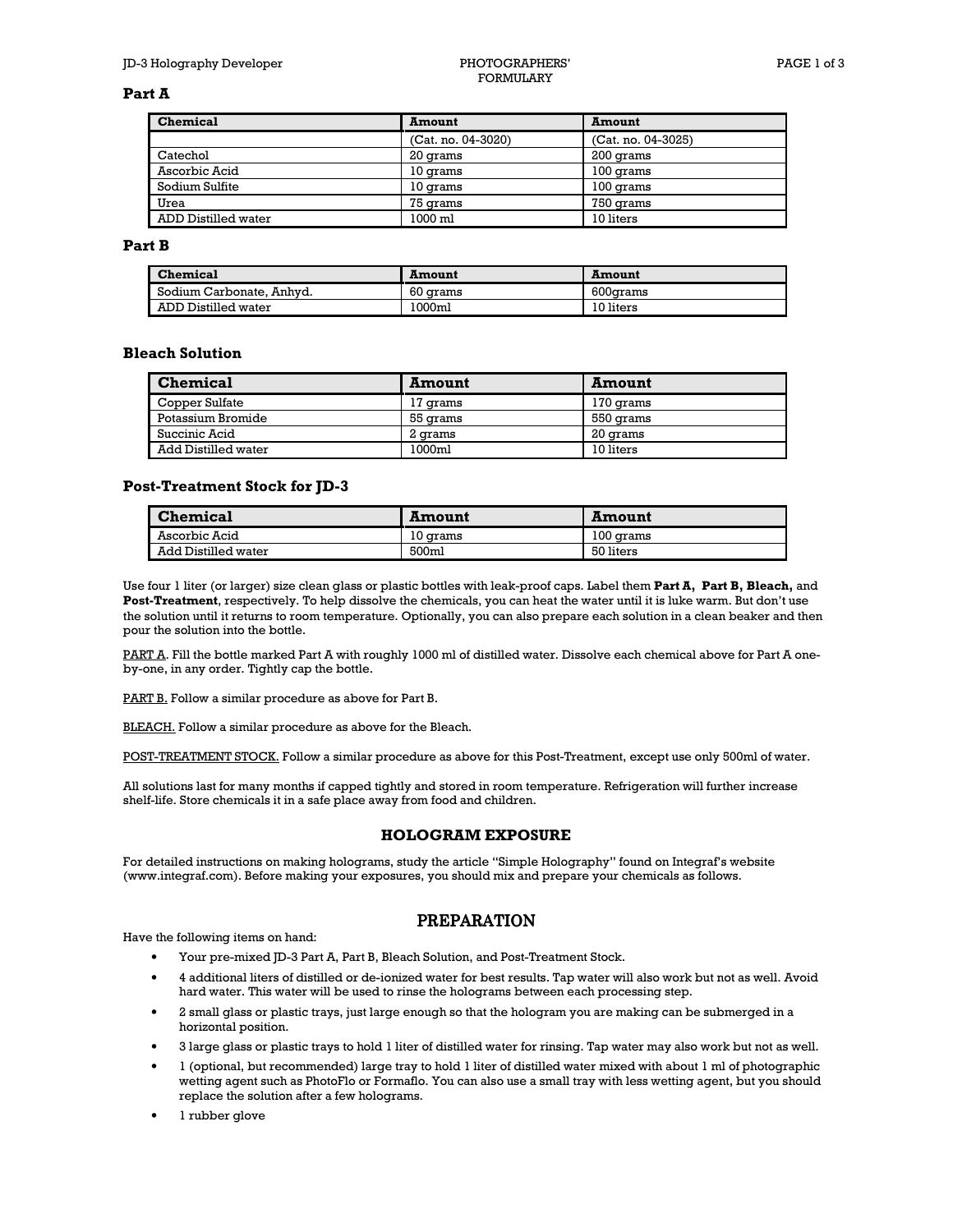### Part A

| Chemical | Amount | Amount |
|---|---|---|
| | (Cat. no. 04-3020) | (Cat. no. 04-3025) |
| Catechol | 20 grams | 200 grams |
| Ascorbic Acid | 10 grams | 100 grams |
| Sodium Sulfite | 10 grams | 100 grams |
| Urea | 75 grams | 750 grams |
| ADD Distilled water | 1000 ml | 10 liters |

### Part B

| Chemical | Amount | Amount |
|---|---|---|
| Sodium Carbonate, Anhyd. | 60 grams | 600grams |
| ADD Distilled water | 1000ml | 10 liters |

### Bleach Solution

| Chemical | Amount | Amount |
|---|---|---|
| Copper Sulfate | 17 grams | 170 grams |
| Potassium Bromide | 55 grams | 550 grams |
| Succinic Acid | 2 grams | 20 grams |
| Add Distilled water | 1000ml | 10 liters |

### Post-Treatment Stock for JD-3

| Chemical | Amount | Amount |
|---|---|---|
| Ascorbic Acid | 10 grams | 100 grams |
| Add Distilled water | 500ml | 50 liters |

Use four 1 liter (or larger) size clean glass or plastic bottles with leak-proof caps. Label them **Part A, Part B, Bleach,** and **Post-Treatment**, respectively. To help dissolve the chemicals, you can heat the water until it is luke warm. But don't use the solution until it returns to room temperature. Optionally, you can also prepare each solution in a clean beaker and then pour the solution into the bottle.

PART A. Fill the bottle marked Part A with roughly 1000 ml of distilled water. Dissolve each chemical above for Part A one-by-one, in any order. Tightly cap the bottle.

PART B. Follow a similar procedure as above for Part B.

BLEACH. Follow a similar procedure as above for the Bleach.

POST-TREATMENT STOCK. Follow a similar procedure as above for this Post-Treatment, except use only 500ml of water.

All solutions last for many months if capped tightly and stored in room temperature. Refrigeration will further increase shelf-life. Store chemicals it in a safe place away from food and children.

## HOLOGRAM EXPOSURE

For detailed instructions on making holograms, study the article "Simple Holography" found on Integraf's website (www.integraf.com). Before making your exposures, you should mix and prepare your chemicals as follows.

## PREPARATION

Have the following items on hand:

- Your pre-mixed JD-3 Part A, Part B, Bleach Solution, and Post-Treatment Stock.
- 4 additional liters of distilled or de-ionized water for best results. Tap water will also work but not as well. Avoid hard water. This water will be used to rinse the holograms between each processing step.
- 2 small glass or plastic trays, just large enough so that the hologram you are making can be submerged in a horizontal position.
- 3 large glass or plastic trays to hold 1 liter of distilled water for rinsing. Tap water may also work but not as well.
- 1 (optional, but recommended) large tray to hold 1 liter of distilled water mixed with about 1 ml of photographic wetting agent such as PhotoFlo or Formaflo. You can also use a small tray with less wetting agent, but you should replace the solution after a few holograms.
- 1 rubber glove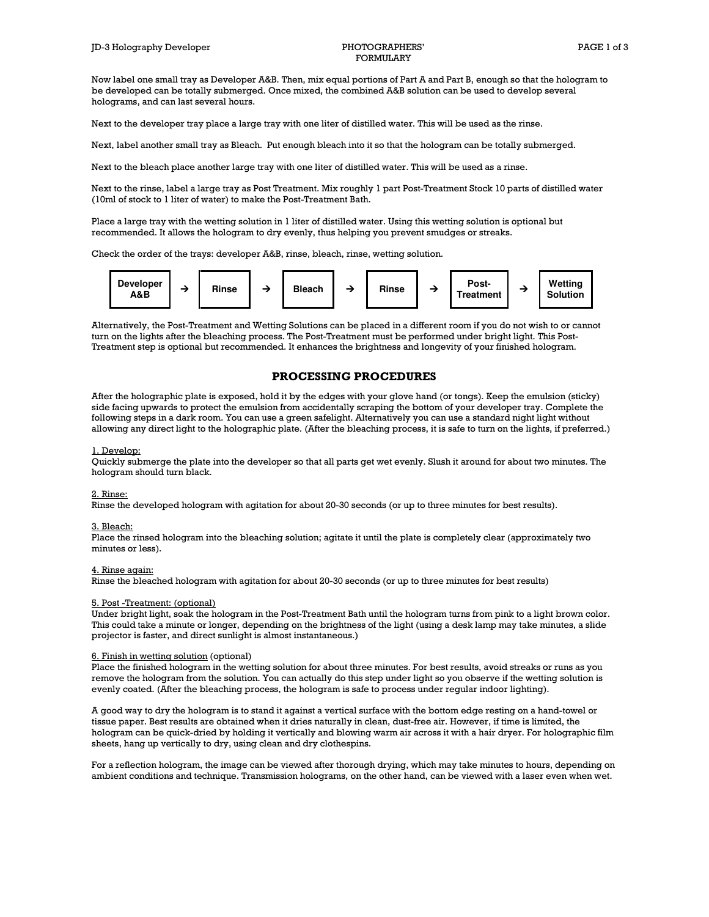Now label one small tray as Developer A&B. Then, mix equal portions of Part A and Part B, enough so that the hologram to be developed can be totally submerged. Once mixed, the combined A&B solution can be used to develop several holograms, and can last several hours.

Next to the developer tray place a large tray with one liter of distilled water. This will be used as the rinse.

Next, label another small tray as Bleach. Put enough bleach into it so that the hologram can be totally submerged.

Next to the bleach place another large tray with one liter of distilled water. This will be used as a rinse.

Next to the rinse, label a large tray as Post Treatment. Mix roughly 1 part Post-Treatment Stock 10 parts of distilled water (10ml of stock to 1 liter of water) to make the Post-Treatment Bath.

Place a large tray with the wetting solution in 1 liter of distilled water. Using this wetting solution is optional but recommended. It allows the hologram to dry evenly, thus helping you prevent smudges or streaks.

Check the order of the trays: developer A&B, rinse, bleach, rinse, wetting solution.

Developer A&B → Rinse → Bleach → Rinse → Post-Treatment → Wetting Solution

Alternatively, the Post-Treatment and Wetting Solutions can be placed in a different room if you do not wish to or cannot turn on the lights after the bleaching process. The Post-Treatment must be performed under bright light. This Post-Treatment step is optional but recommended. It enhances the brightness and longevity of your finished hologram.

## PROCESSING PROCEDURES

After the holographic plate is exposed, hold it by the edges with your glove hand (or tongs). Keep the emulsion (sticky) side facing upwards to protect the emulsion from accidentally scraping the bottom of your developer tray. Complete the following steps in a dark room. You can use a green safelight. Alternatively you can use a standard night light without allowing any direct light to the holographic plate. (After the bleaching process, it is safe to turn on the lights, if preferred.)

1. Develop:
Quickly submerge the plate into the developer so that all parts get wet evenly. Slush it around for about two minutes. The hologram should turn black.

2. Rinse:
Rinse the developed hologram with agitation for about 20-30 seconds (or up to three minutes for best results).

3. Bleach:
Place the rinsed hologram into the bleaching solution; agitate it until the plate is completely clear (approximately two minutes or less).

4. Rinse again:
Rinse the bleached hologram with agitation for about 20-30 seconds (or up to three minutes for best results)

5. Post -Treatment: (optional)
Under bright light, soak the hologram in the Post-Treatment Bath until the hologram turns from pink to a light brown color. This could take a minute or longer, depending on the brightness of the light (using a desk lamp may take minutes, a slide projector is faster, and direct sunlight is almost instantaneous.)

6. Finish in wetting solution (optional)
Place the finished hologram in the wetting solution for about three minutes. For best results, avoid streaks or runs as you remove the hologram from the solution. You can actually do this step under light so you observe if the wetting solution is evenly coated. (After the bleaching process, the hologram is safe to process under regular indoor lighting).

A good way to dry the hologram is to stand it against a vertical surface with the bottom edge resting on a hand-towel or tissue paper. Best results are obtained when it dries naturally in clean, dust-free air. However, if time is limited, the hologram can be quick-dried by holding it vertically and blowing warm air across it with a hair dryer. For holographic film sheets, hang up vertically to dry, using clean and dry clothespins.

For a reflection hologram, the image can be viewed after thorough drying, which may take minutes to hours, depending on ambient conditions and technique. Transmission holograms, on the other hand, can be viewed with a laser even when wet.